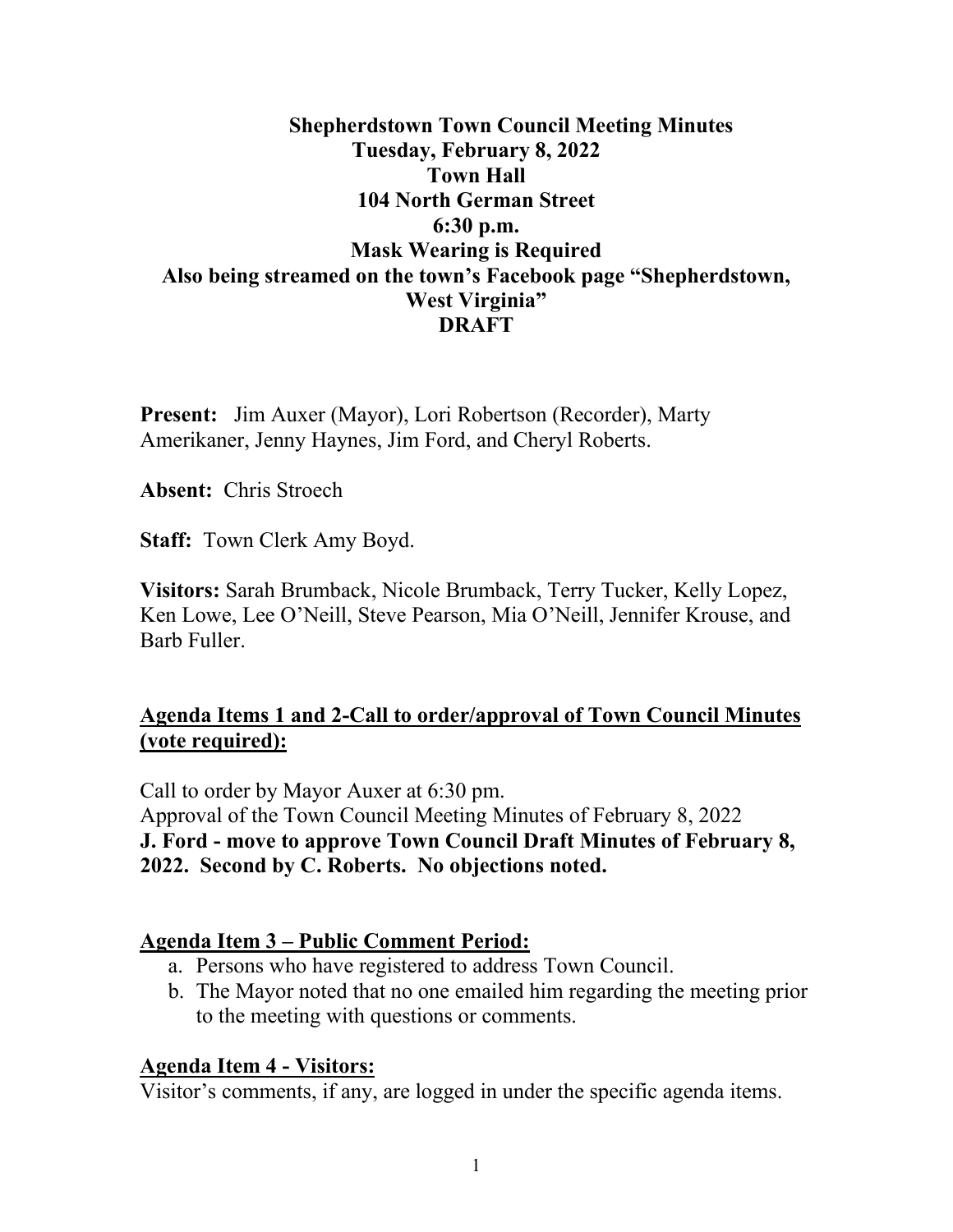# Shepherdstown Town Council Meeting Minutes
**Tuesday, February 8, 2022**
**Town Hall**
**104 North German Street**
**6:30 p.m.**
**Mask Wearing is Required**
**Also being streamed on the town's Facebook page "Shepherdstown, West Virginia"**
**DRAFT**

**Present:** Jim Auxer (Mayor), Lori Robertson (Recorder), Marty Amerikaner, Jenny Haynes, Jim Ford, and Cheryl Roberts.

**Absent:** Chris Stroech

**Staff:** Town Clerk Amy Boyd.

**Visitors:** Sarah Brumback, Nicole Brumback, Terry Tucker, Kelly Lopez, Ken Lowe, Lee O'Neill, Steve Pearson, Mia O'Neill, Jennifer Krouse, and Barb Fuller.

## Agenda Items 1 and 2-Call to order/approval of Town Council Minutes (vote required):

Call to order by Mayor Auxer at 6:30 pm.
Approval of the Town Council Meeting Minutes of February 8, 2022
**J. Ford - move to approve Town Council Draft Minutes of February 8, 2022. Second by C. Roberts. No objections noted.**

## Agenda Item 3 – Public Comment Period:

a. Persons who have registered to address Town Council.
b. The Mayor noted that no one emailed him regarding the meeting prior to the meeting with questions or comments.

## Agenda Item 4 - Visitors:

Visitor's comments, if any, are logged in under the specific agenda items.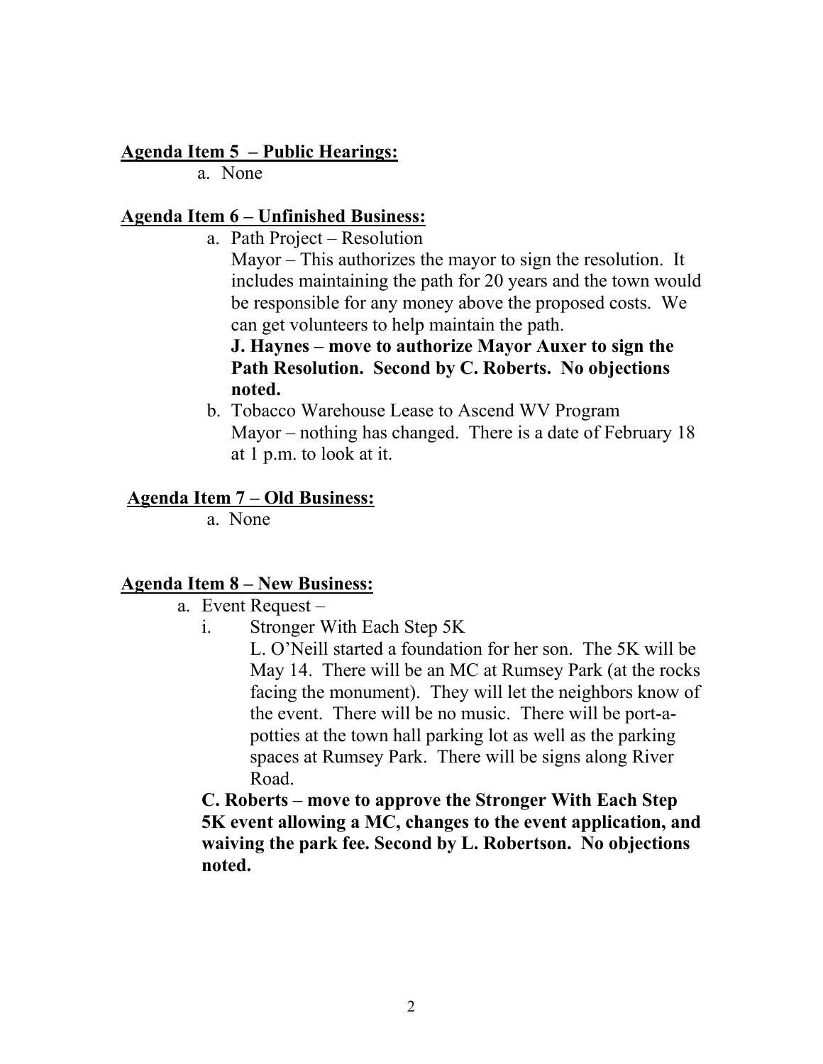**Agenda Item 5 – Public Hearings:**

a. None

**Agenda Item 6 – Unfinished Business:**

a. Path Project – Resolution

   Mayor – This authorizes the mayor to sign the resolution. It includes maintaining the path for 20 years and the town would be responsible for any money above the proposed costs. We can get volunteers to help maintain the path.

   **J. Haynes – move to authorize Mayor Auxer to sign the Path Resolution. Second by C. Roberts. No objections noted.**

b. Tobacco Warehouse Lease to Ascend WV Program

   Mayor – nothing has changed. There is a date of February 18 at 1 p.m. to look at it.

**Agenda Item 7 – Old Business:**

a. None

**Agenda Item 8 – New Business:**

a. Event Request –

   i. Stronger With Each Step 5K

      L. O'Neill started a foundation for her son. The 5K will be May 14. There will be an MC at Rumsey Park (at the rocks facing the monument). They will let the neighbors know of the event. There will be no music. There will be port-a-potties at the town hall parking lot as well as the parking spaces at Rumsey Park. There will be signs along River Road.

   **C. Roberts – move to approve the Stronger With Each Step 5K event allowing a MC, changes to the event application, and waiving the park fee. Second by L. Robertson. No objections noted.**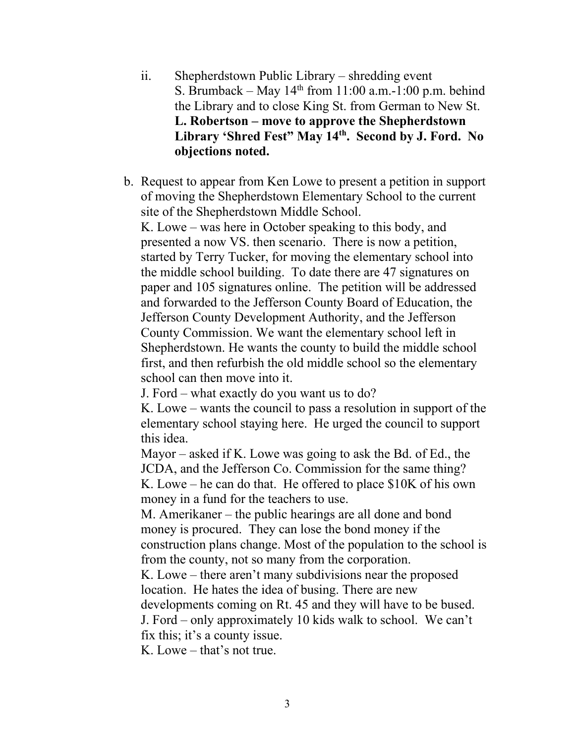ii. Shepherdstown Public Library – shredding event
S. Brumback – May 14th from 11:00 a.m.-1:00 p.m. behind the Library and to close King St. from German to New St.
**L. Robertson – move to approve the Shepherdstown Library 'Shred Fest" May 14th. Second by J. Ford. No objections noted.**

b. Request to appear from Ken Lowe to present a petition in support of moving the Shepherdstown Elementary School to the current site of the Shepherdstown Middle School.
K. Lowe – was here in October speaking to this body, and presented a now VS. then scenario. There is now a petition, started by Terry Tucker, for moving the elementary school into the middle school building. To date there are 47 signatures on paper and 105 signatures online. The petition will be addressed and forwarded to the Jefferson County Board of Education, the Jefferson County Development Authority, and the Jefferson County Commission. We want the elementary school left in Shepherdstown. He wants the county to build the middle school first, and then refurbish the old middle school so the elementary school can then move into it.
J. Ford – what exactly do you want us to do?
K. Lowe – wants the council to pass a resolution in support of the elementary school staying here. He urged the council to support this idea.
Mayor – asked if K. Lowe was going to ask the Bd. of Ed., the JCDA, and the Jefferson Co. Commission for the same thing?
K. Lowe – he can do that. He offered to place $10K of his own money in a fund for the teachers to use.
M. Amerikaner – the public hearings are all done and bond money is procured. They can lose the bond money if the construction plans change. Most of the population to the school is from the county, not so many from the corporation.
K. Lowe – there aren't many subdivisions near the proposed location. He hates the idea of busing. There are new developments coming on Rt. 45 and they will have to be bused.
J. Ford – only approximately 10 kids walk to school. We can't fix this; it's a county issue.
K. Lowe – that's not true.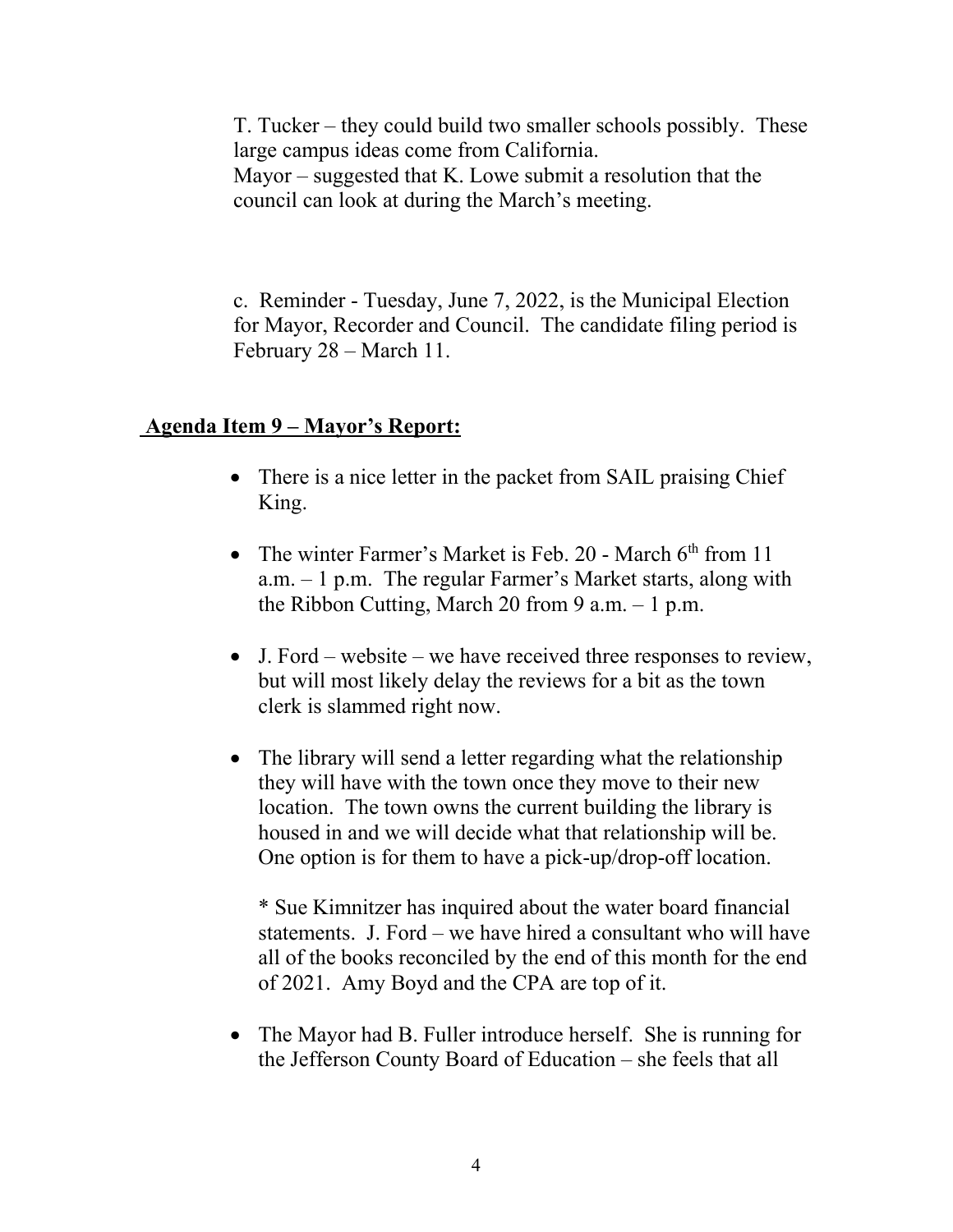T. Tucker – they could build two smaller schools possibly. These large campus ideas come from California.
Mayor – suggested that K. Lowe submit a resolution that the council can look at during the March's meeting.

c. Reminder - Tuesday, June 7, 2022, is the Municipal Election for Mayor, Recorder and Council. The candidate filing period is February 28 – March 11.

**Agenda Item 9 – Mayor's Report:**

- There is a nice letter in the packet from SAIL praising Chief King.
- The winter Farmer's Market is Feb. 20 - March 6th from 11 a.m. – 1 p.m. The regular Farmer's Market starts, along with the Ribbon Cutting, March 20 from 9 a.m. – 1 p.m.
- J. Ford – website – we have received three responses to review, but will most likely delay the reviews for a bit as the town clerk is slammed right now.
- The library will send a letter regarding what the relationship they will have with the town once they move to their new location. The town owns the current building the library is housed in and we will decide what that relationship will be. One option is for them to have a pick-up/drop-off location.

  * Sue Kimnitzer has inquired about the water board financial statements. J. Ford – we have hired a consultant who will have all of the books reconciled by the end of this month for the end of 2021. Amy Boyd and the CPA are top of it.

- The Mayor had B. Fuller introduce herself. She is running for the Jefferson County Board of Education – she feels that all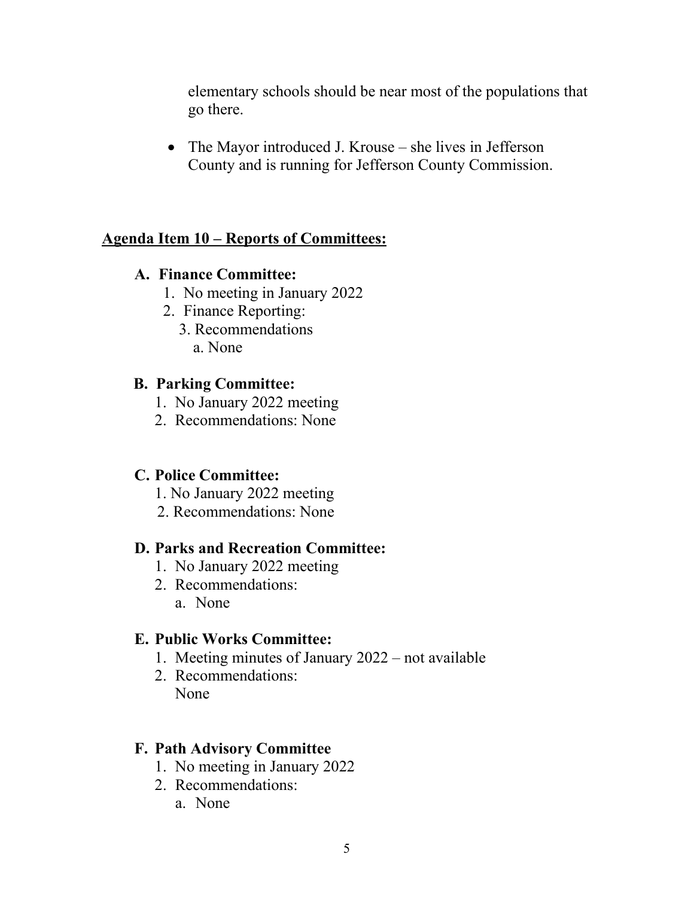elementary schools should be near most of the populations that go there.

- The Mayor introduced J. Krouse – she lives in Jefferson County and is running for Jefferson County Commission.

## **Agenda Item 10 – Reports of Committees:**

### A. Finance Committee:

1. No meeting in January 2022
2. Finance Reporting:
3. Recommendations
   a. None

### B. Parking Committee:

1. No January 2022 meeting
2. Recommendations: None

### C. Police Committee:

1. No January 2022 meeting
2. Recommendations: None

### D. Parks and Recreation Committee:

1. No January 2022 meeting
2. Recommendations:
   a. None

### E. Public Works Committee:

1. Meeting minutes of January 2022 – not available
2. Recommendations:
   None

### F. Path Advisory Committee

1. No meeting in January 2022
2. Recommendations:
   a. None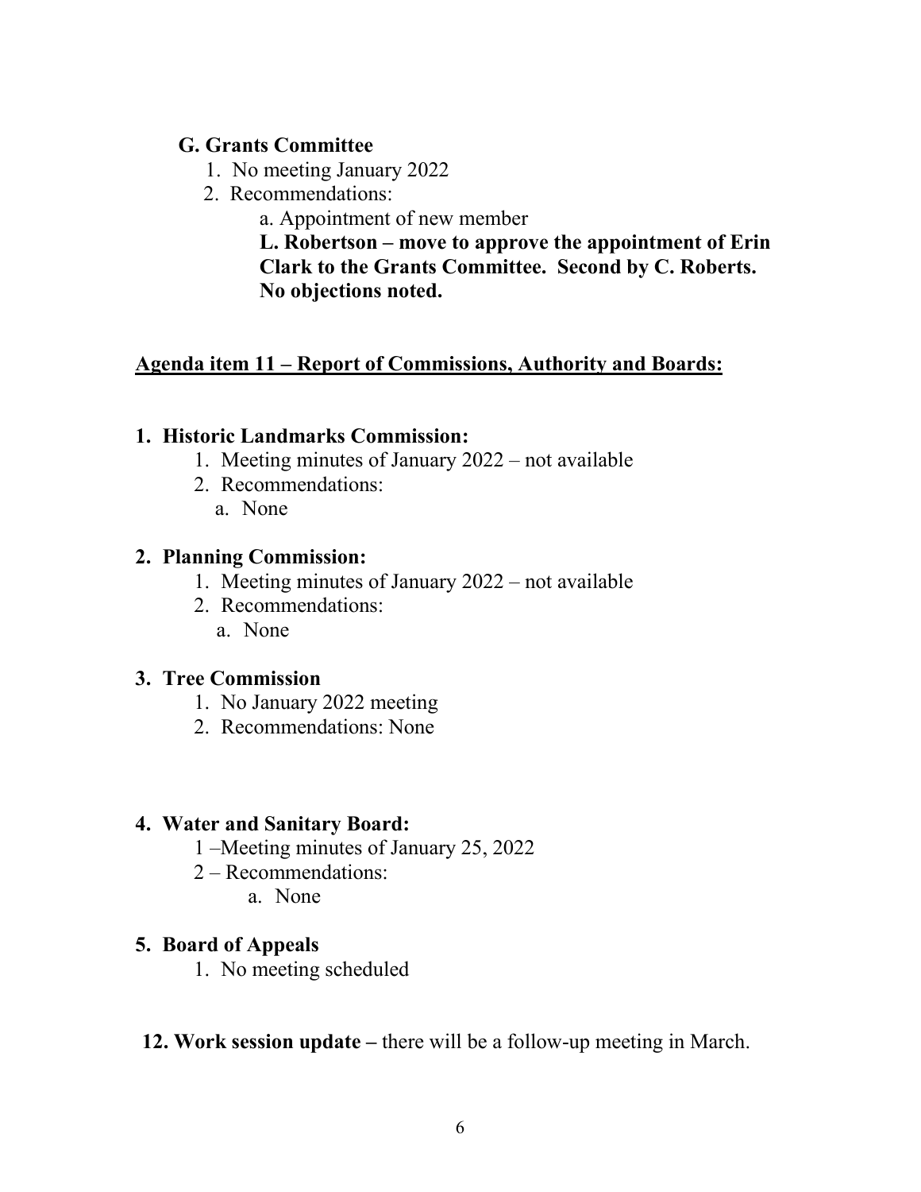**G. Grants Committee**

1. No meeting January 2022
2. Recommendations:
   - a. Appointment of new member

     **L. Robertson – move to approve the appointment of Erin Clark to the Grants Committee. Second by C. Roberts. No objections noted.**

**<u>Agenda item 11 – Report of Commissions, Authority and Boards:</u>**

**1. Historic Landmarks Commission:**

1. Meeting minutes of January 2022 – not available
2. Recommendations:
   - a. None

**2. Planning Commission:**

1. Meeting minutes of January 2022 – not available
2. Recommendations:
   - a. None

**3. Tree Commission**

1. No January 2022 meeting
2. Recommendations: None

**4. Water and Sanitary Board:**

1 –Meeting minutes of January 25, 2022

2 – Recommendations:

- a. None

**5. Board of Appeals**

1. No meeting scheduled

**12. Work session update –** there will be a follow-up meeting in March.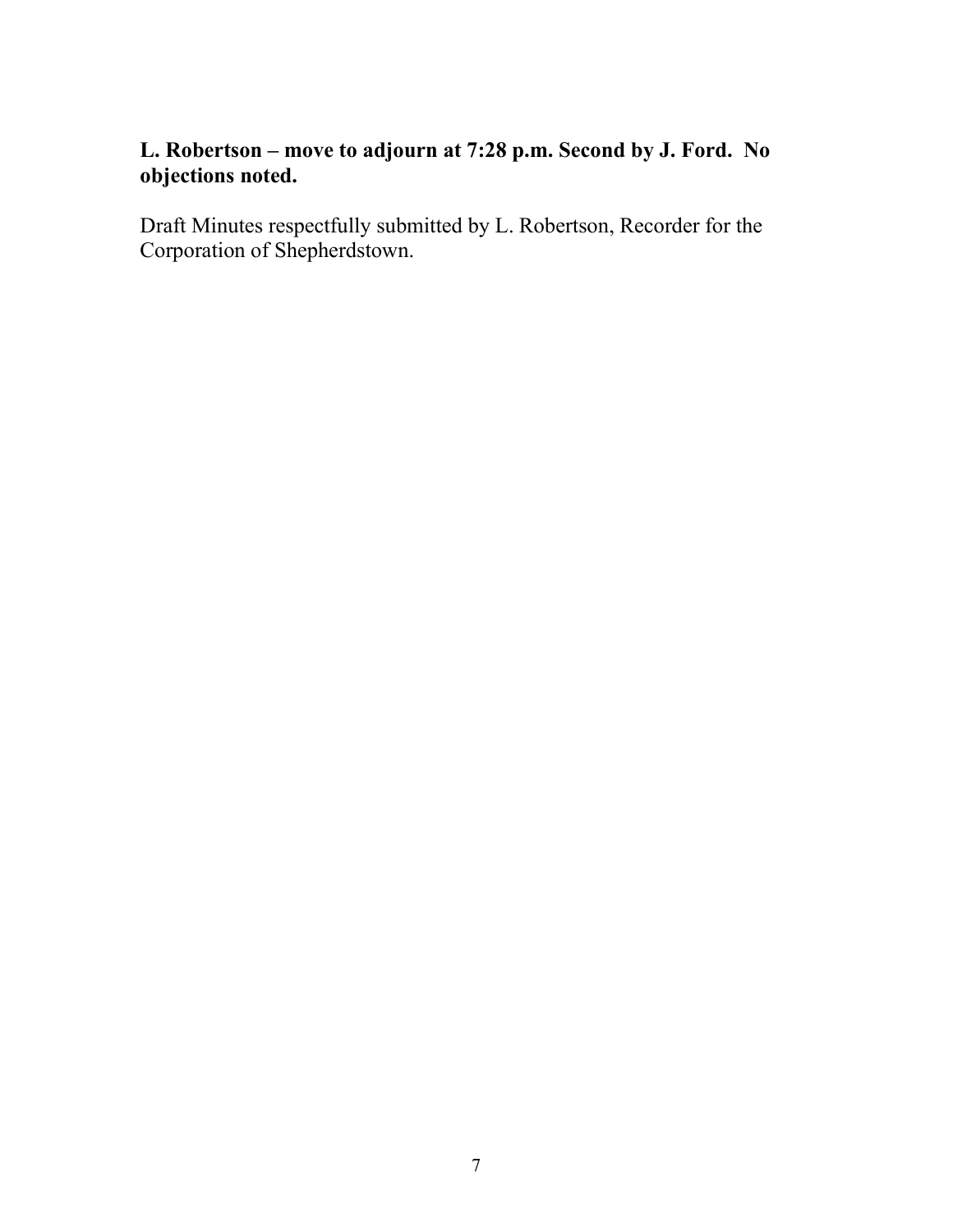**L. Robertson – move to adjourn at 7:28 p.m. Second by J. Ford.  No objections noted.**

Draft Minutes respectfully submitted by L. Robertson, Recorder for the Corporation of Shepherdstown.